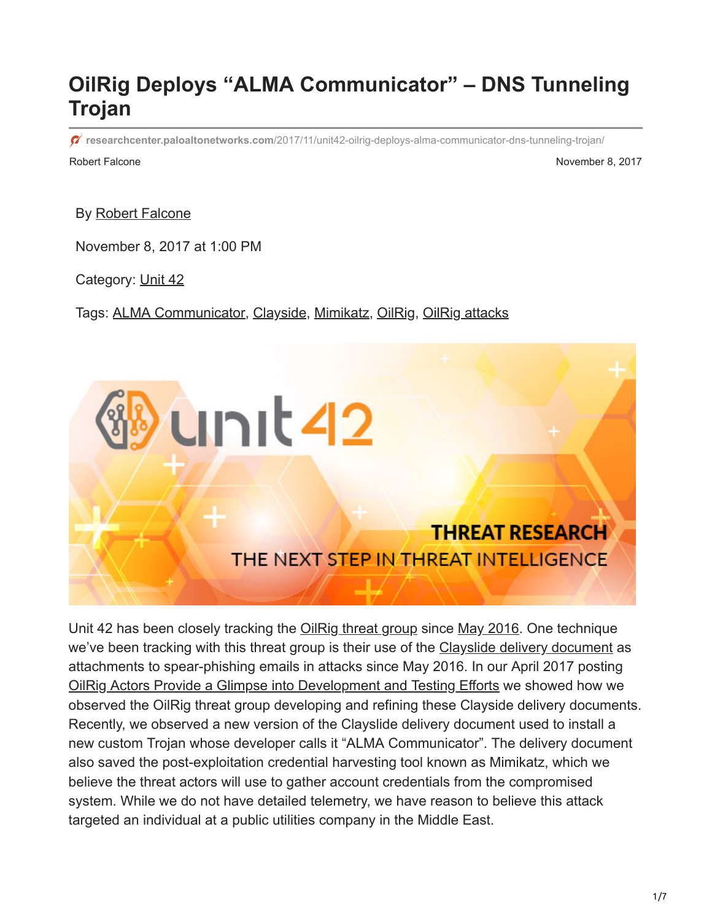# OilRig Deploys "ALMA Communicator" – DNS Tunneling Trojan

researchcenter.paloaltonetworks.com/2017/11/unit42-oilrig-deploys-alma-communicator-dns-tunneling-trojan/

Robert Falcone

November 8, 2017

By Robert Falcone

November 8, 2017 at 1:00 PM

Category: Unit 42

Tags: ALMA Communicator, Clayside, Mimikatz, OilRig, OilRig attacks

Unit 42 has been closely tracking the OilRig threat group since May 2016. One technique we've been tracking with this threat group is their use of the Clayslide delivery document as attachments to spear-phishing emails in attacks since May 2016. In our April 2017 posting OilRig Actors Provide a Glimpse into Development and Testing Efforts we showed how we observed the OilRig threat group developing and refining these Clayside delivery documents. Recently, we observed a new version of the Clayslide delivery document used to install a new custom Trojan whose developer calls it "ALMA Communicator". The delivery document also saved the post-exploitation credential harvesting tool known as Mimikatz, which we believe the threat actors will use to gather account credentials from the compromised system. While we do not have detailed telemetry, we have reason to believe this attack targeted an individual at a public utilities company in the Middle East.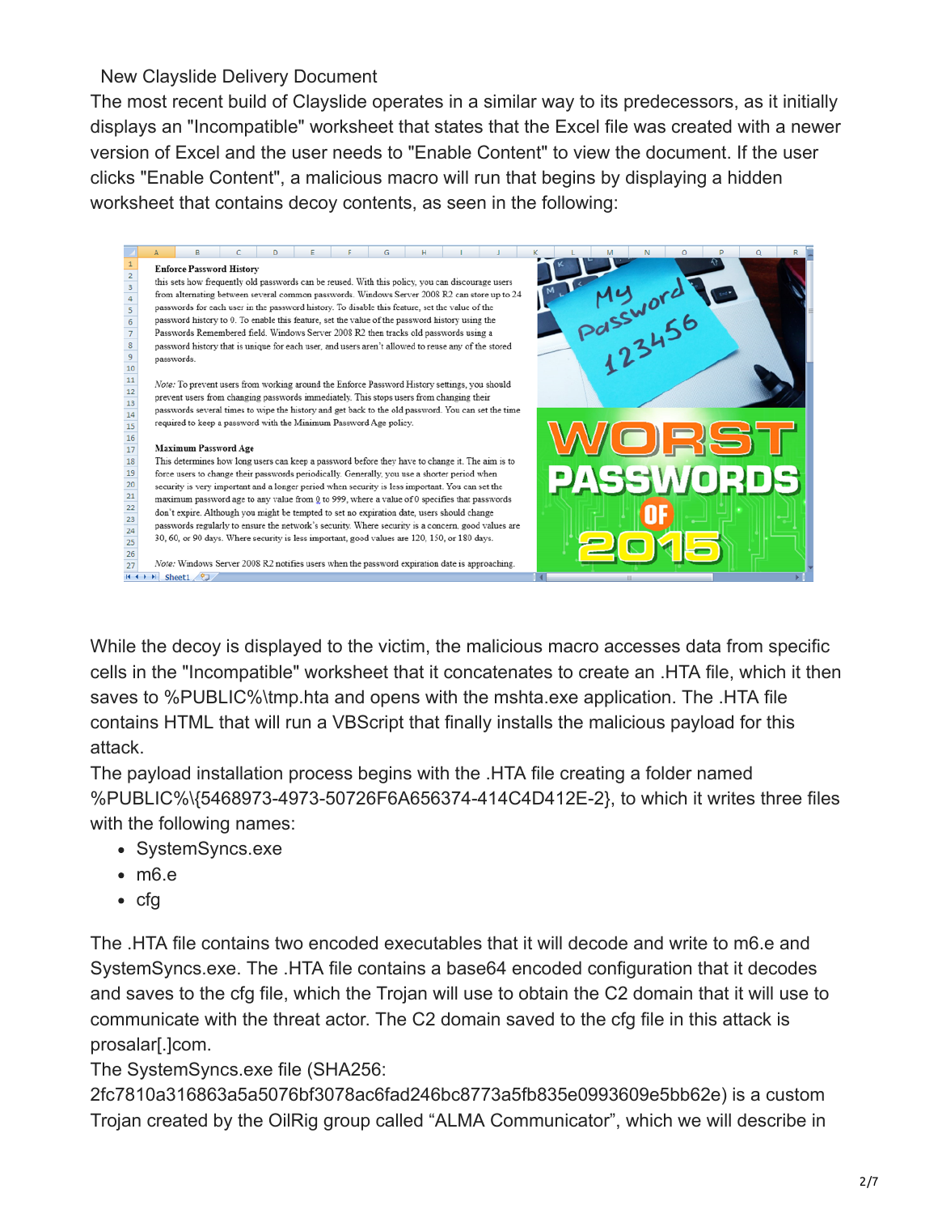New Clayslide Delivery Document

The most recent build of Clayslide operates in a similar way to its predecessors, as it initially displays an "Incompatible" worksheet that states that the Excel file was created with a newer version of Excel and the user needs to "Enable Content" to view the document. If the user clicks "Enable Content", a malicious macro will run that begins by displaying a hidden worksheet that contains decoy contents, as seen in the following:

While the decoy is displayed to the victim, the malicious macro accesses data from specific cells in the "Incompatible" worksheet that it concatenates to create an .HTA file, which it then saves to %PUBLIC%\tmp.hta and opens with the mshta.exe application. The .HTA file contains HTML that will run a VBScript that finally installs the malicious payload for this attack.

The payload installation process begins with the .HTA file creating a folder named %PUBLIC%\{5468973-4973-50726F6A656374-414C4D412E-2}, to which it writes three files with the following names:

- SystemSyncs.exe
- m6.e
- cfg

The .HTA file contains two encoded executables that it will decode and write to m6.e and SystemSyncs.exe. The .HTA file contains a base64 encoded configuration that it decodes and saves to the cfg file, which the Trojan will use to obtain the C2 domain that it will use to communicate with the threat actor. The C2 domain saved to the cfg file in this attack is prosalar[.]com.

The SystemSyncs.exe file (SHA256: 2fc7810a316863a5a5076bf3078ac6fad246bc8773a5fb835e0993609e5bb62e) is a custom Trojan created by the OilRig group called "ALMA Communicator", which we will describe in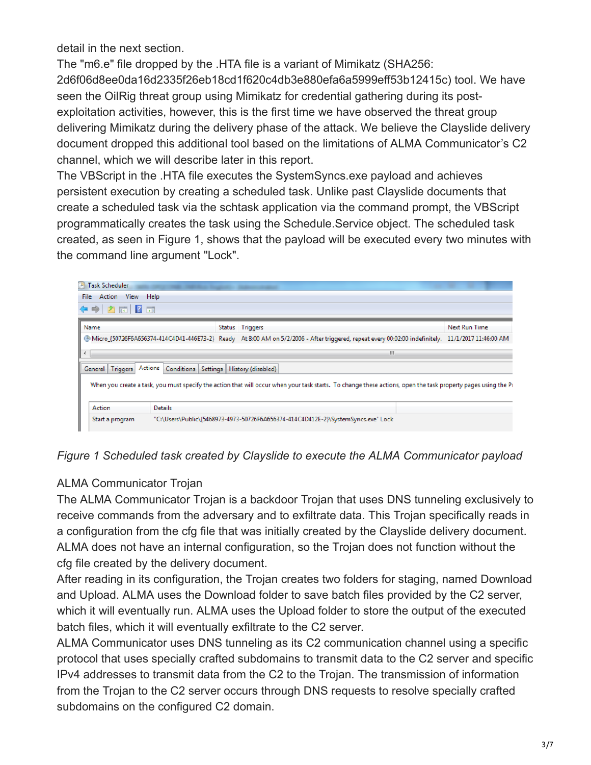detail in the next section.

The "m6.e" file dropped by the .HTA file is a variant of Mimikatz (SHA256: 2d6f06d8ee0da16d2335f26eb18cd1f620c4db3e880efa6a5999eff53b12415c) tool. We have seen the OilRig threat group using Mimikatz for credential gathering during its post-exploitation activities, however, this is the first time we have observed the threat group delivering Mimikatz during the delivery phase of the attack. We believe the Clayslide delivery document dropped this additional tool based on the limitations of ALMA Communicator's C2 channel, which we will describe later in this report.

The VBScript in the .HTA file executes the SystemSyncs.exe payload and achieves persistent execution by creating a scheduled task. Unlike past Clayslide documents that create a scheduled task via the schtask application via the command prompt, the VBScript programmatically creates the task using the Schedule.Service object. The scheduled task created, as seen in Figure 1, shows that the payload will be executed every two minutes with the command line argument "Lock".

*Figure 1 Scheduled task created by Clayslide to execute the ALMA Communicator payload*

ALMA Communicator Trojan

The ALMA Communicator Trojan is a backdoor Trojan that uses DNS tunneling exclusively to receive commands from the adversary and to exfiltrate data. This Trojan specifically reads in a configuration from the cfg file that was initially created by the Clayslide delivery document. ALMA does not have an internal configuration, so the Trojan does not function without the cfg file created by the delivery document.

After reading in its configuration, the Trojan creates two folders for staging, named Download and Upload. ALMA uses the Download folder to save batch files provided by the C2 server, which it will eventually run. ALMA uses the Upload folder to store the output of the executed batch files, which it will eventually exfiltrate to the C2 server.

ALMA Communicator uses DNS tunneling as its C2 communication channel using a specific protocol that uses specially crafted subdomains to transmit data to the C2 server and specific IPv4 addresses to transmit data from the C2 to the Trojan. The transmission of information from the Trojan to the C2 server occurs through DNS requests to resolve specially crafted subdomains on the configured C2 domain.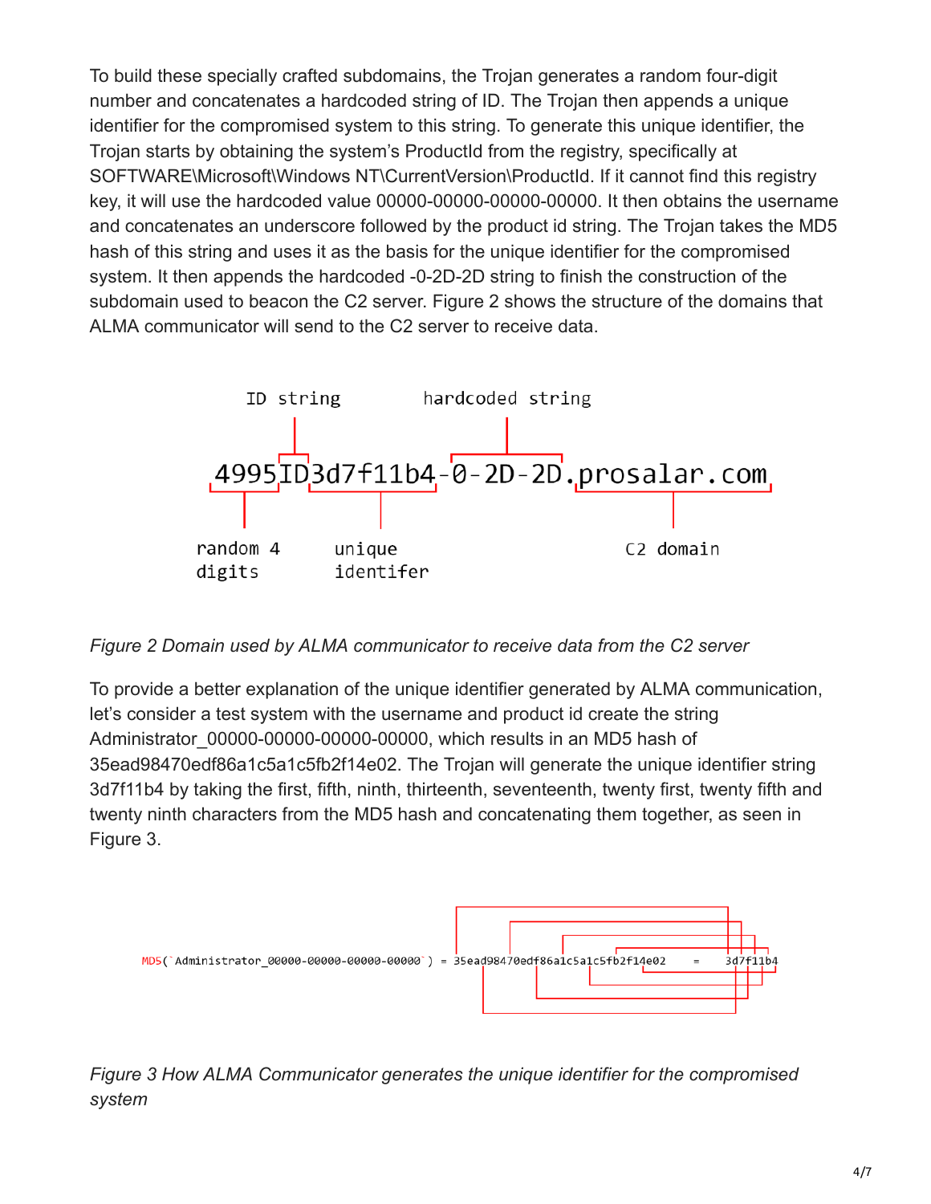To build these specially crafted subdomains, the Trojan generates a random four-digit number and concatenates a hardcoded string of ID. The Trojan then appends a unique identifier for the compromised system to this string. To generate this unique identifier, the Trojan starts by obtaining the system's ProductId from the registry, specifically at SOFTWARE\Microsoft\Windows NT\CurrentVersion\ProductId. If it cannot find this registry key, it will use the hardcoded value 00000-00000-00000-00000. It then obtains the username and concatenates an underscore followed by the product id string. The Trojan takes the MD5 hash of this string and uses it as the basis for the unique identifier for the compromised system. It then appends the hardcoded -0-2D-2D string to finish the construction of the subdomain used to beacon the C2 server. Figure 2 shows the structure of the domains that ALMA communicator will send to the C2 server to receive data.

```
        ID string        hardcoded string
 4995ID3d7f11b4-0-2D-2D.prosalar.com
 random 4     unique               C2 domain
 digits       identifer
```

*Figure 2 Domain used by ALMA communicator to receive data from the C2 server*

To provide a better explanation of the unique identifier generated by ALMA communication, let's consider a test system with the username and product id create the string Administrator_00000-00000-00000-00000, which results in an MD5 hash of 35ead98470edf86a1c5a1c5fb2f14e02. The Trojan will generate the unique identifier string 3d7f11b4 by taking the first, fifth, ninth, thirteenth, seventeenth, twenty first, twenty fifth and twenty ninth characters from the MD5 hash and concatenating them together, as seen in Figure 3.

```
MD5(`Administrator_00000-00000-00000-00000`) = 35ead98470edf86a1c5a1c5fb2f14e02    =    3d7f11b4
```

*Figure 3 How ALMA Communicator generates the unique identifier for the compromised system*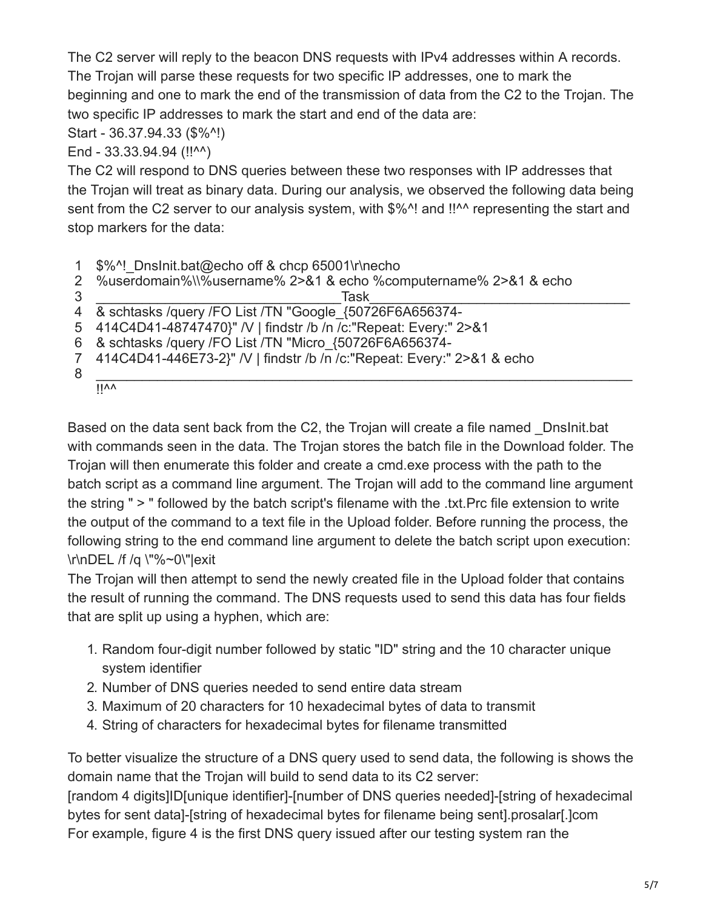The C2 server will reply to the beacon DNS requests with IPv4 addresses within A records. The Trojan will parse these requests for two specific IP addresses, one to mark the beginning and one to mark the end of the transmission of data from the C2 to the Trojan. The two specific IP addresses to mark the start and end of the data are:

Start - 36.37.94.33 ($%^!)

End - 33.33.94.94 (!!^^)

The C2 will respond to DNS queries between these two responses with IP addresses that the Trojan will treat as binary data. During our analysis, we observed the following data being sent from the C2 server to our analysis system, with $%^! and !!^^ representing the start and stop markers for the data:

```
1  $%^!_DnsInit.bat@echo off & chcp 65001\r\necho
2  %userdomain%\\%username% 2>&1 & echo %computername% 2>&1 & echo
3  ________________________________Task__________________________________
4  & schtasks /query /FO List /TN "Google_{50726F6A656374-
5  414C4D41-48747470}" /V | findstr /b /n /c:"Repeat: Every:" 2>&1
6  & schtasks /query /FO List /TN "Micro_{50726F6A656374-
7  414C4D41-446E73-2}" /V | findstr /b /n /c:"Repeat: Every:" 2>&1 & echo
8  ______________________________________________________________________
   !!^^
```

Based on the data sent back from the C2, the Trojan will create a file named _DnsInit.bat with commands seen in the data. The Trojan stores the batch file in the Download folder. The Trojan will then enumerate this folder and create a cmd.exe process with the path to the batch script as a command line argument. The Trojan will add to the command line argument the string " > " followed by the batch script's filename with the .txt.Prc file extension to write the output of the command to a text file in the Upload folder. Before running the process, the following string to the end command line argument to delete the batch script upon execution: \r\nDEL /f /q \"%~0\"|exit

The Trojan will then attempt to send the newly created file in the Upload folder that contains the result of running the command. The DNS requests used to send this data has four fields that are split up using a hyphen, which are:

1. Random four-digit number followed by static "ID" string and the 10 character unique system identifier
2. Number of DNS queries needed to send entire data stream
3. Maximum of 20 characters for 10 hexadecimal bytes of data to transmit
4. String of characters for hexadecimal bytes for filename transmitted

To better visualize the structure of a DNS query used to send data, the following is shows the domain name that the Trojan will build to send data to its C2 server:

[random 4 digits]ID[unique identifier]-[number of DNS queries needed]-[string of hexadecimal bytes for sent data]-[string of hexadecimal bytes for filename being sent].prosalar[.]com

For example, figure 4 is the first DNS query issued after our testing system ran the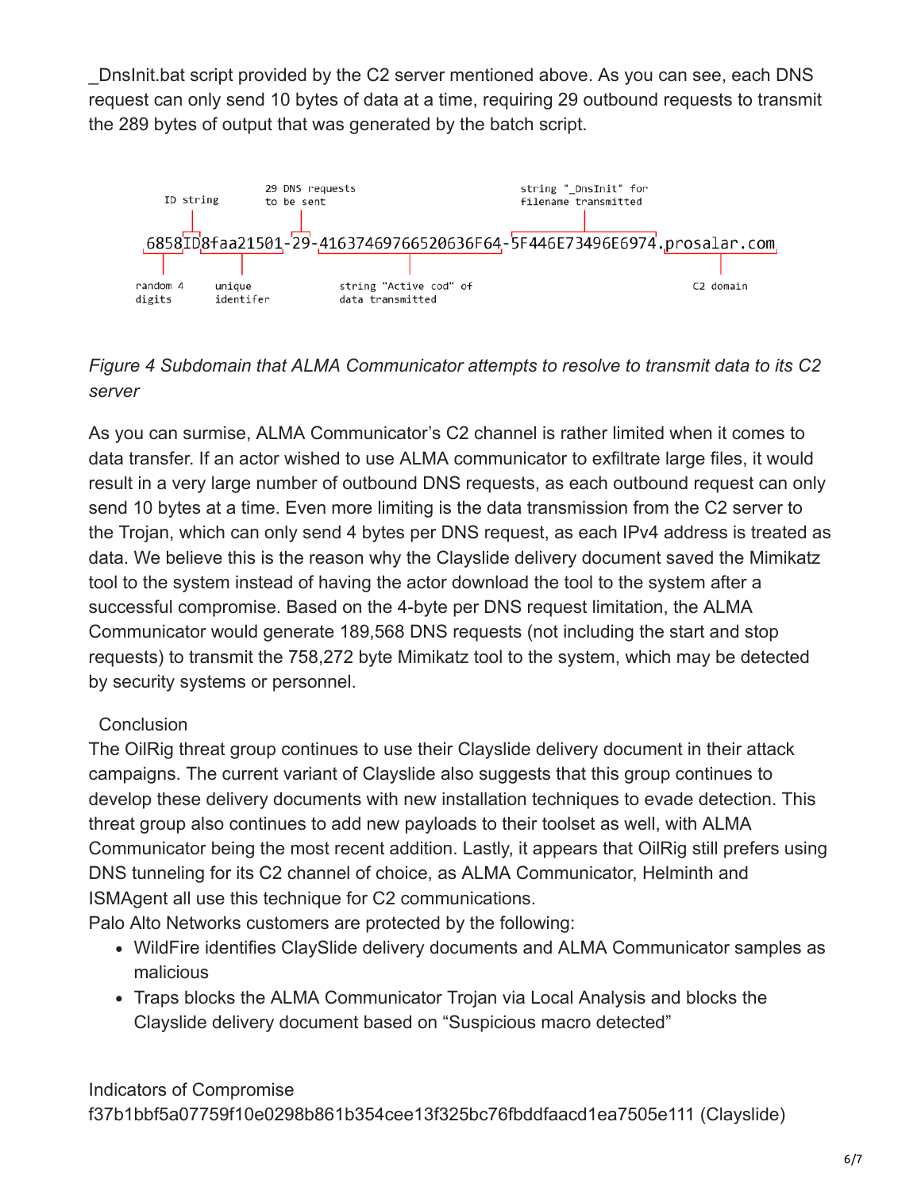_DnsInit.bat script provided by the C2 server mentioned above. As you can see, each DNS request can only send 10 bytes of data at a time, requiring 29 outbound requests to transmit the 289 bytes of output that was generated by the batch script.

```
6858ID8faa21501-29-41637469766520636F64-5F446E73496E6974.prosalar.com
```

- random 4 digits: 6858
- ID string: ID
- unique identifer: 8faa21501
- 29 DNS requests to be sent: 29
- string "Active cod" of data transmitted: 41637469766520636F64
- string "_DnsInit" for filename transmitted: 5F446E73496E6974
- C2 domain: prosalar.com

*Figure 4 Subdomain that ALMA Communicator attempts to resolve to transmit data to its C2 server*

As you can surmise, ALMA Communicator's C2 channel is rather limited when it comes to data transfer. If an actor wished to use ALMA communicator to exfiltrate large files, it would result in a very large number of outbound DNS requests, as each outbound request can only send 10 bytes at a time. Even more limiting is the data transmission from the C2 server to the Trojan, which can only send 4 bytes per DNS request, as each IPv4 address is treated as data. We believe this is the reason why the Clayslide delivery document saved the Mimikatz tool to the system instead of having the actor download the tool to the system after a successful compromise. Based on the 4-byte per DNS request limitation, the ALMA Communicator would generate 189,568 DNS requests (not including the start and stop requests) to transmit the 758,272 byte Mimikatz tool to the system, which may be detected by security systems or personnel.

## Conclusion

The OilRig threat group continues to use their Clayslide delivery document in their attack campaigns. The current variant of Clayslide also suggests that this group continues to develop these delivery documents with new installation techniques to evade detection. This threat group also continues to add new payloads to their toolset as well, with ALMA Communicator being the most recent addition. Lastly, it appears that OilRig still prefers using DNS tunneling for its C2 channel of choice, as ALMA Communicator, Helminth and ISMAgent all use this technique for C2 communications.

Palo Alto Networks customers are protected by the following:

- WildFire identifies ClaySlide delivery documents and ALMA Communicator samples as malicious
- Traps blocks the ALMA Communicator Trojan via Local Analysis and blocks the Clayslide delivery document based on "Suspicious macro detected"

## Indicators of Compromise

f37b1bbf5a07759f10e0298b861b354cee13f325bc76fbddfaacd1ea7505e111 (Clayslide)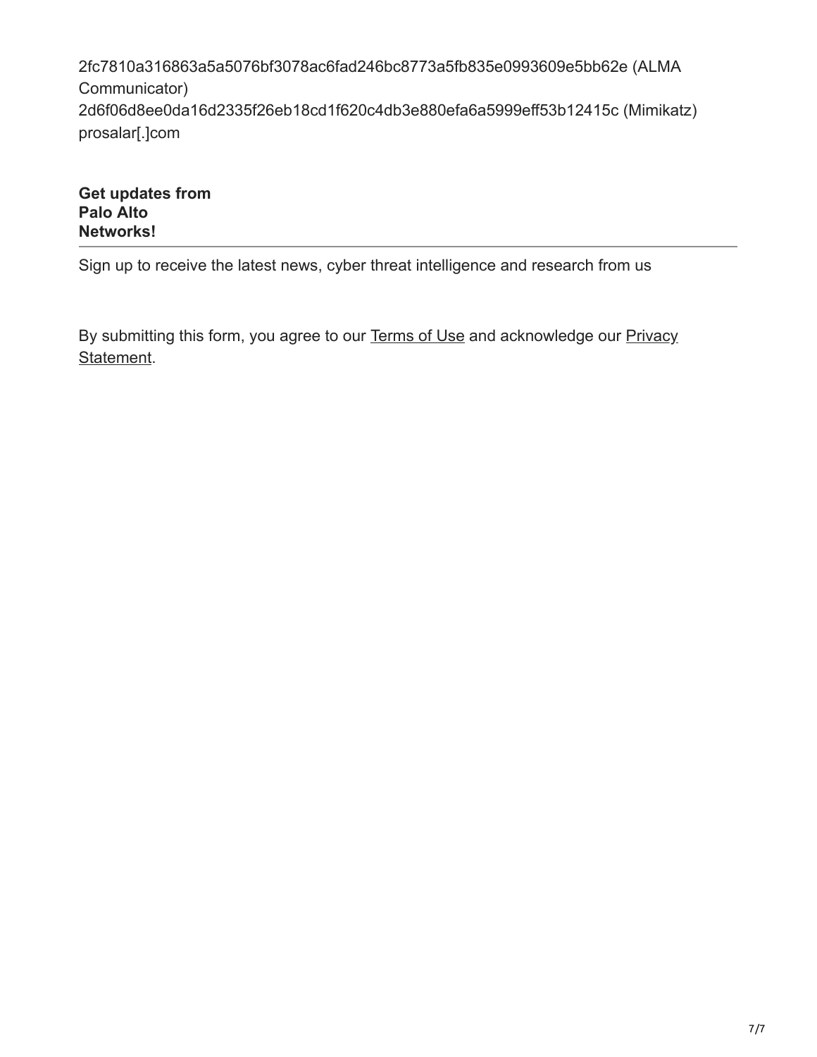2fc7810a316863a5a5076bf3078ac6fad246bc8773a5fb835e0993609e5bb62e (ALMA Communicator)
2d6f06d8ee0da16d2335f26eb18cd1f620c4db3e880efa6a5999eff53b12415c (Mimikatz)
prosalar[.]com

**Get updates from Palo Alto Networks!**

Sign up to receive the latest news, cyber threat intelligence and research from us

By submitting this form, you agree to our Terms of Use and acknowledge our Privacy Statement.